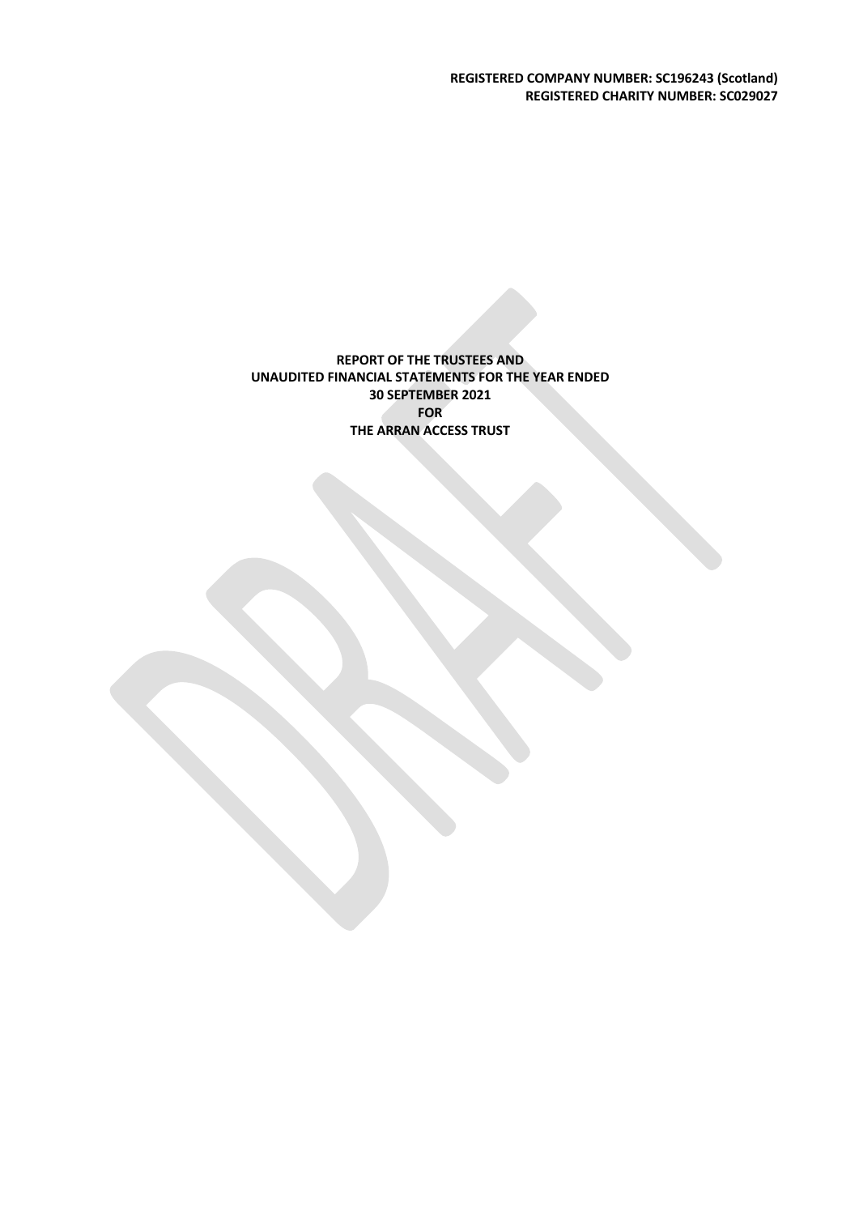**REGISTERED COMPANY NUMBER: SC196243 (Scotland)**
**REGISTERED CHARITY NUMBER: SC029027**

**REPORT OF THE TRUSTEES AND**
**UNAUDITED FINANCIAL STATEMENTS FOR THE YEAR ENDED**
**30 SEPTEMBER 2021**
**FOR**
**THE ARRAN ACCESS TRUST**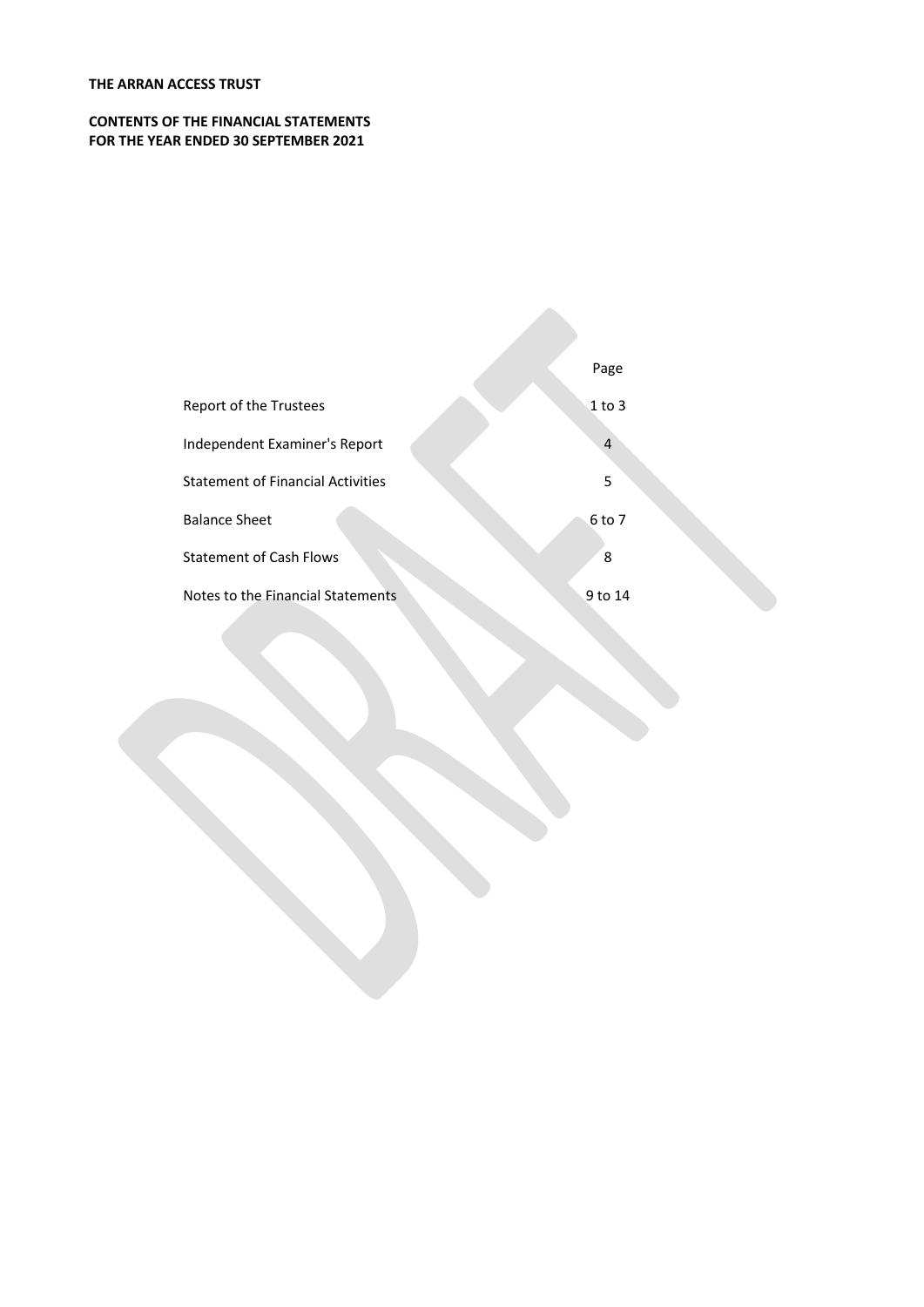**THE ARRAN ACCESS TRUST**

**CONTENTS OF THE FINANCIAL STATEMENTS**
**FOR THE YEAR ENDED 30 SEPTEMBER 2021**

| | Page |
|---|---|
| Report of the Trustees | 1 to 3 |
| Independent Examiner's Report | 4 |
| Statement of Financial Activities | 5 |
| Balance Sheet | 6 to 7 |
| Statement of Cash Flows | 8 |
| Notes to the Financial Statements | 9 to 14 |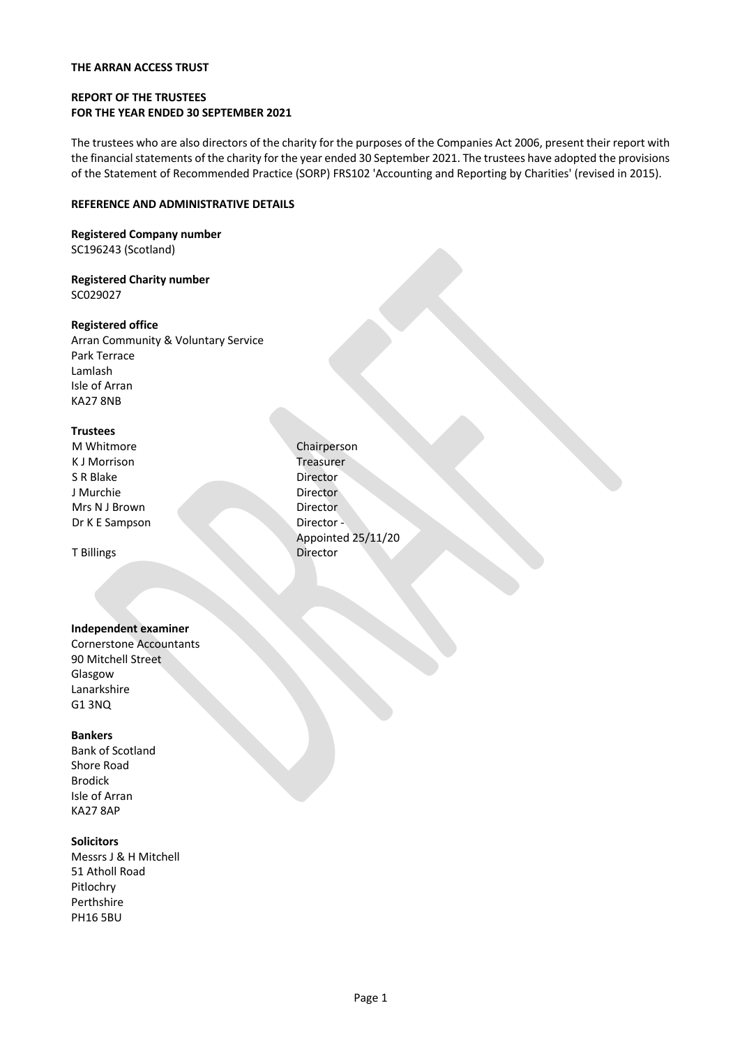**THE ARRAN ACCESS TRUST**

**REPORT OF THE TRUSTEES**
**FOR THE YEAR ENDED 30 SEPTEMBER 2021**

The trustees who are also directors of the charity for the purposes of the Companies Act 2006, present their report with the financial statements of the charity for the year ended 30 September 2021. The trustees have adopted the provisions of the Statement of Recommended Practice (SORP) FRS102 'Accounting and Reporting by Charities' (revised in 2015).

**REFERENCE AND ADMINISTRATIVE DETAILS**

**Registered Company number**
SC196243 (Scotland)

**Registered Charity number**
SC029027

**Registered office**
Arran Community & Voluntary Service
Park Terrace
Lamlash
Isle of Arran
KA27 8NB

**Trustees**

| | |
|---|---|
| M Whitmore | Chairperson |
| K J Morrison | Treasurer |
| S R Blake | Director |
| J Murchie | Director |
| Mrs N J Brown | Director |
| Dr K E Sampson | Director - Appointed 25/11/20 |
| T Billings | Director |

**Independent examiner**
Cornerstone Accountants
90 Mitchell Street
Glasgow
Lanarkshire
G1 3NQ

**Bankers**
Bank of Scotland
Shore Road
Brodick
Isle of Arran
KA27 8AP

**Solicitors**
Messrs J & H Mitchell
51 Atholl Road
Pitlochry
Perthshire
PH16 5BU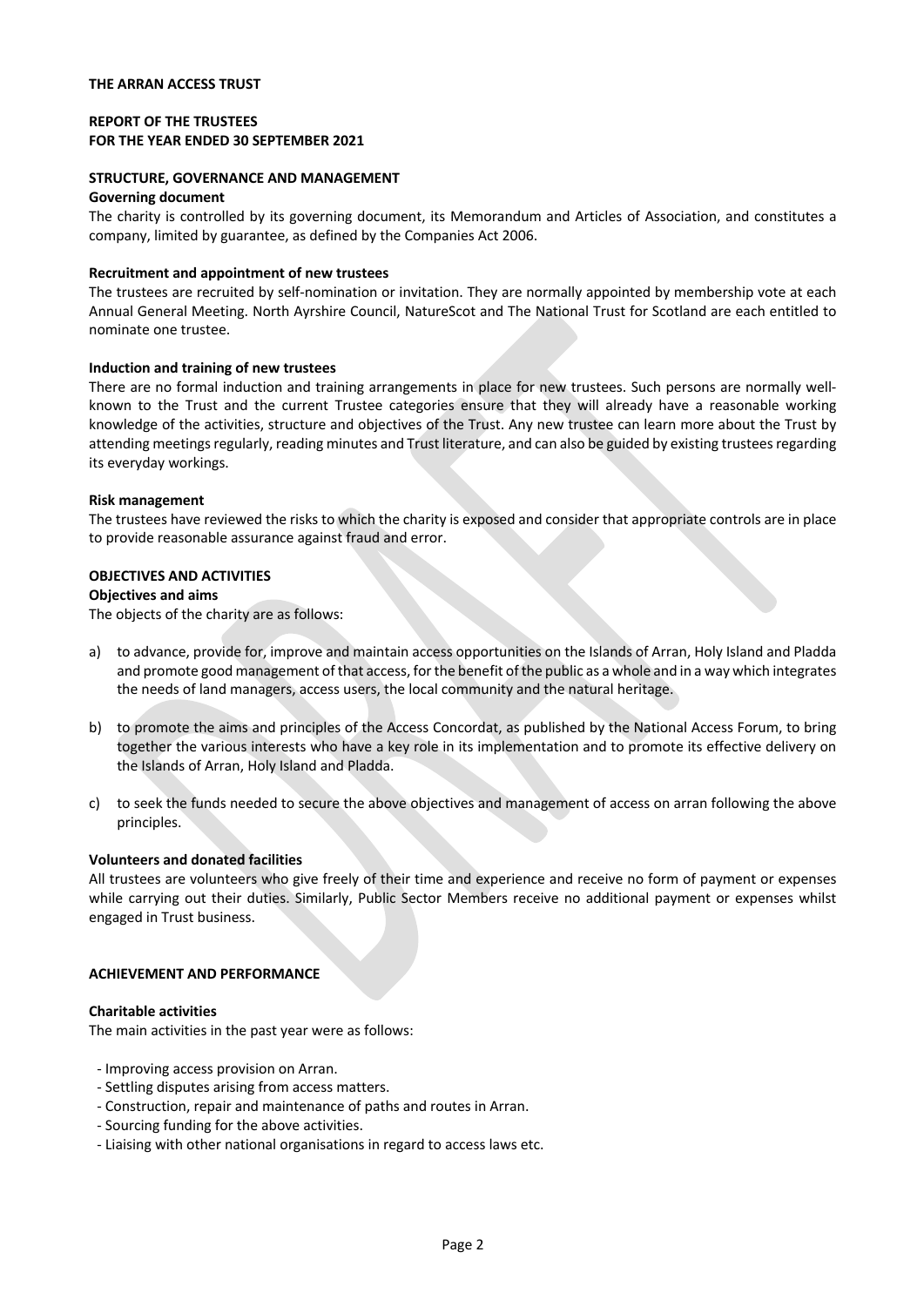**THE ARRAN ACCESS TRUST**

**REPORT OF THE TRUSTEES**
**FOR THE YEAR ENDED 30 SEPTEMBER 2021**

**STRUCTURE, GOVERNANCE AND MANAGEMENT**

**Governing document**

The charity is controlled by its governing document, its Memorandum and Articles of Association, and constitutes a company, limited by guarantee, as defined by the Companies Act 2006.

**Recruitment and appointment of new trustees**

The trustees are recruited by self-nomination or invitation. They are normally appointed by membership vote at each Annual General Meeting. North Ayrshire Council, NatureScot and The National Trust for Scotland are each entitled to nominate one trustee.

**Induction and training of new trustees**

There are no formal induction and training arrangements in place for new trustees. Such persons are normally well-known to the Trust and the current Trustee categories ensure that they will already have a reasonable working knowledge of the activities, structure and objectives of the Trust. Any new trustee can learn more about the Trust by attending meetings regularly, reading minutes and Trust literature, and can also be guided by existing trustees regarding its everyday workings.

**Risk management**

The trustees have reviewed the risks to which the charity is exposed and consider that appropriate controls are in place to provide reasonable assurance against fraud and error.

**OBJECTIVES AND ACTIVITIES**

**Objectives and aims**

The objects of the charity are as follows:

a) to advance, provide for, improve and maintain access opportunities on the Islands of Arran, Holy Island and Pladda and promote good management of that access, for the benefit of the public as a whole and in a way which integrates the needs of land managers, access users, the local community and the natural heritage.

b) to promote the aims and principles of the Access Concordat, as published by the National Access Forum, to bring together the various interests who have a key role in its implementation and to promote its effective delivery on the Islands of Arran, Holy Island and Pladda.

c) to seek the funds needed to secure the above objectives and management of access on arran following the above principles.

**Volunteers and donated facilities**

All trustees are volunteers who give freely of their time and experience and receive no form of payment or expenses while carrying out their duties. Similarly, Public Sector Members receive no additional payment or expenses whilst engaged in Trust business.

**ACHIEVEMENT AND PERFORMANCE**

**Charitable activities**

The main activities in the past year were as follows:

- Improving access provision on Arran.
- Settling disputes arising from access matters.
- Construction, repair and maintenance of paths and routes in Arran.
- Sourcing funding for the above activities.
- Liaising with other national organisations in regard to access laws etc.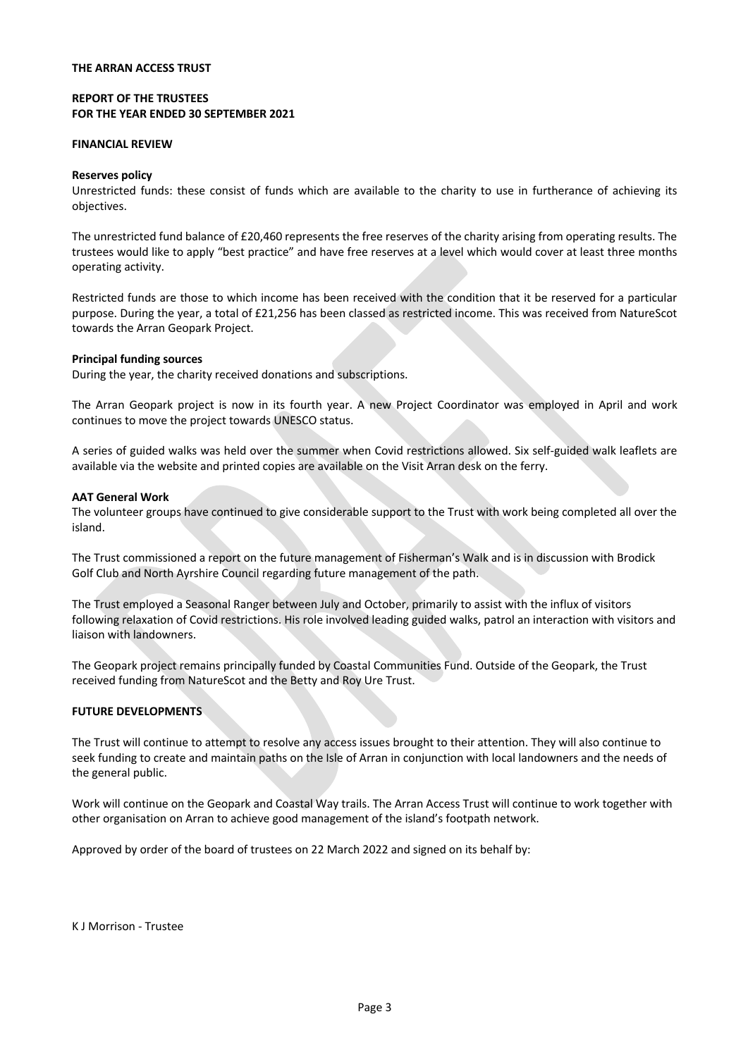**THE ARRAN ACCESS TRUST**

**REPORT OF THE TRUSTEES**
**FOR THE YEAR ENDED 30 SEPTEMBER 2021**

## FINANCIAL REVIEW

### Reserves policy

Unrestricted funds: these consist of funds which are available to the charity to use in furtherance of achieving its objectives.

The unrestricted fund balance of £20,460 represents the free reserves of the charity arising from operating results. The trustees would like to apply "best practice" and have free reserves at a level which would cover at least three months operating activity.

Restricted funds are those to which income has been received with the condition that it be reserved for a particular purpose. During the year, a total of £21,256 has been classed as restricted income. This was received from NatureScot towards the Arran Geopark Project.

### Principal funding sources

During the year, the charity received donations and subscriptions.

The Arran Geopark project is now in its fourth year. A new Project Coordinator was employed in April and work continues to move the project towards UNESCO status.

A series of guided walks was held over the summer when Covid restrictions allowed. Six self-guided walk leaflets are available via the website and printed copies are available on the Visit Arran desk on the ferry.

### AAT General Work

The volunteer groups have continued to give considerable support to the Trust with work being completed all over the island.

The Trust commissioned a report on the future management of Fisherman's Walk and is in discussion with Brodick Golf Club and North Ayrshire Council regarding future management of the path.

The Trust employed a Seasonal Ranger between July and October, primarily to assist with the influx of visitors following relaxation of Covid restrictions. His role involved leading guided walks, patrol an interaction with visitors and liaison with landowners.

The Geopark project remains principally funded by Coastal Communities Fund. Outside of the Geopark, the Trust received funding from NatureScot and the Betty and Roy Ure Trust.

## FUTURE DEVELOPMENTS

The Trust will continue to attempt to resolve any access issues brought to their attention. They will also continue to seek funding to create and maintain paths on the Isle of Arran in conjunction with local landowners and the needs of the general public.

Work will continue on the Geopark and Coastal Way trails. The Arran Access Trust will continue to work together with other organisation on Arran to achieve good management of the island's footpath network.

Approved by order of the board of trustees on 22 March 2022 and signed on its behalf by:

K J Morrison - Trustee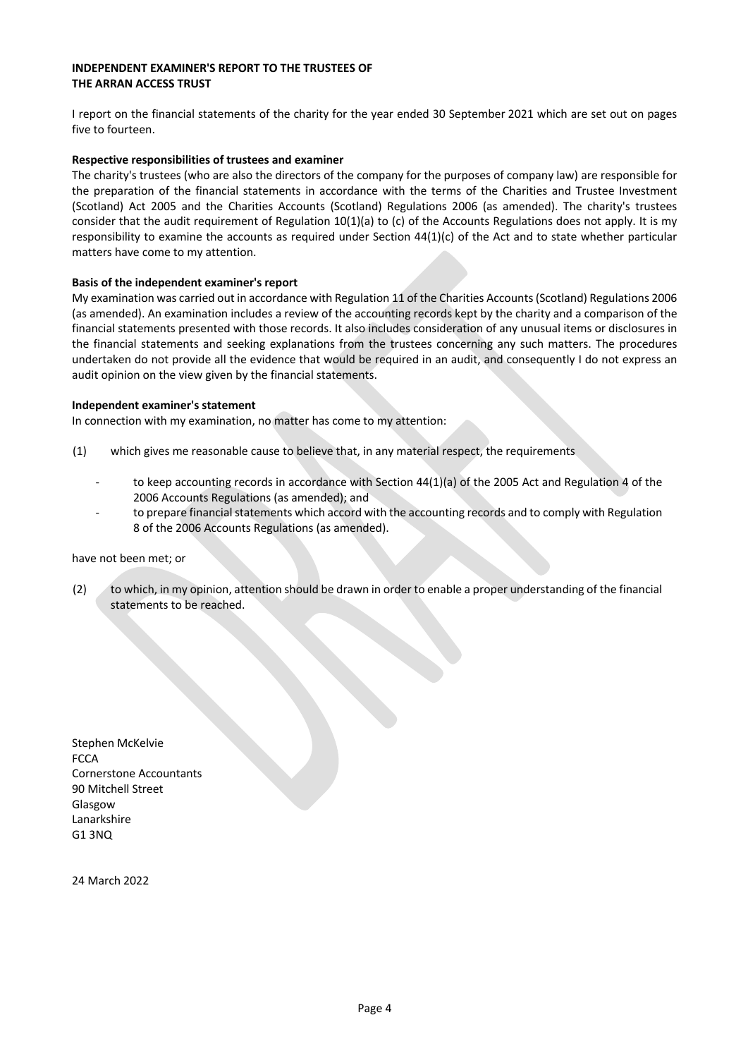**INDEPENDENT EXAMINER'S REPORT TO THE TRUSTEES OF**
**THE ARRAN ACCESS TRUST**

I report on the financial statements of the charity for the year ended 30 September 2021 which are set out on pages five to fourteen.

**Respective responsibilities of trustees and examiner**

The charity's trustees (who are also the directors of the company for the purposes of company law) are responsible for the preparation of the financial statements in accordance with the terms of the Charities and Trustee Investment (Scotland) Act 2005 and the Charities Accounts (Scotland) Regulations 2006 (as amended). The charity's trustees consider that the audit requirement of Regulation 10(1)(a) to (c) of the Accounts Regulations does not apply. It is my responsibility to examine the accounts as required under Section 44(1)(c) of the Act and to state whether particular matters have come to my attention.

**Basis of the independent examiner's report**

My examination was carried out in accordance with Regulation 11 of the Charities Accounts (Scotland) Regulations 2006 (as amended). An examination includes a review of the accounting records kept by the charity and a comparison of the financial statements presented with those records. It also includes consideration of any unusual items or disclosures in the financial statements and seeking explanations from the trustees concerning any such matters. The procedures undertaken do not provide all the evidence that would be required in an audit, and consequently I do not express an audit opinion on the view given by the financial statements.

**Independent examiner's statement**

In connection with my examination, no matter has come to my attention:

(1) which gives me reasonable cause to believe that, in any material respect, the requirements

- to keep accounting records in accordance with Section 44(1)(a) of the 2005 Act and Regulation 4 of the 2006 Accounts Regulations (as amended); and
- to prepare financial statements which accord with the accounting records and to comply with Regulation 8 of the 2006 Accounts Regulations (as amended).

have not been met; or

(2) to which, in my opinion, attention should be drawn in order to enable a proper understanding of the financial statements to be reached.

Stephen McKelvie
FCCA
Cornerstone Accountants
90 Mitchell Street
Glasgow
Lanarkshire
G1 3NQ

24 March 2022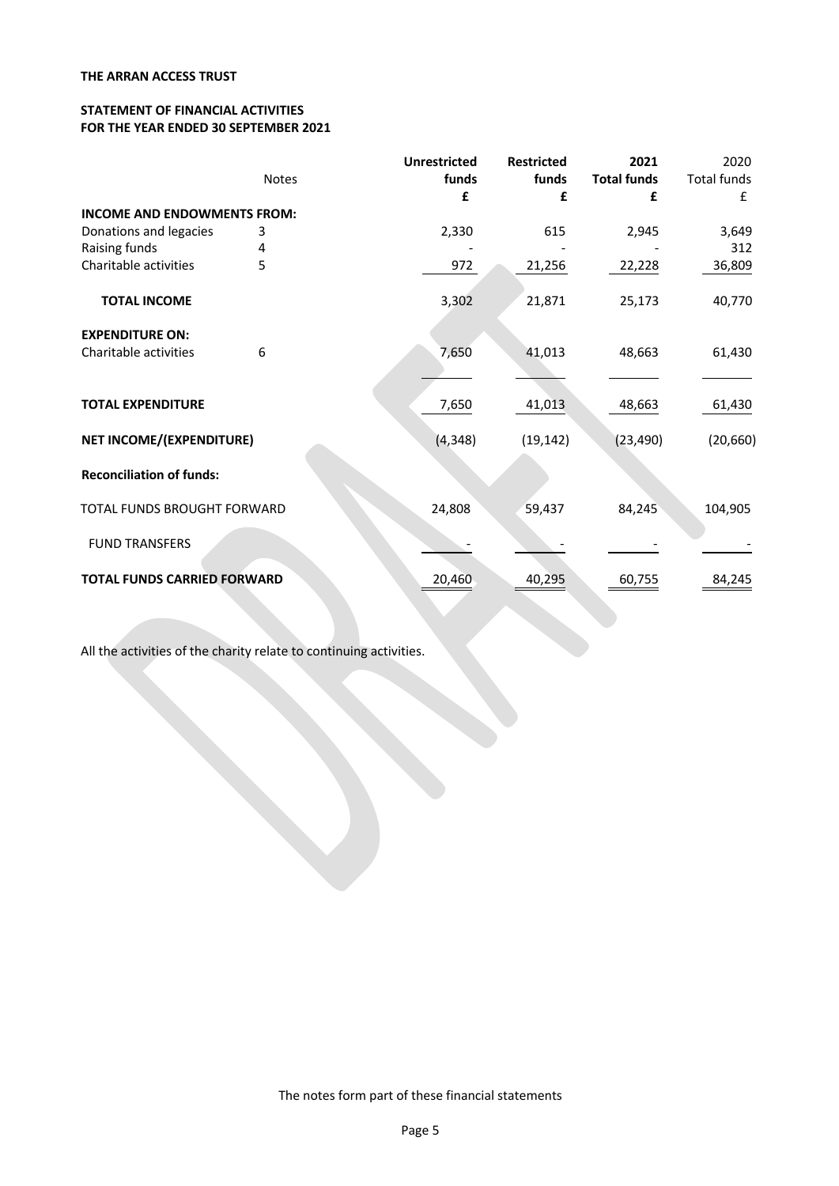**THE ARRAN ACCESS TRUST**

**STATEMENT OF FINANCIAL ACTIVITIES**
**FOR THE YEAR ENDED 30 SEPTEMBER 2021**

| | Notes | Unrestricted funds | Restricted funds | 2021 Total funds | 2020 Total funds |
|---|---|---|---|---|---|
| | | £ | £ | £ | £ |
| **INCOME AND ENDOWMENTS FROM:** | | | | | |
| Donations and legacies | 3 | 2,330 | 615 | 2,945 | 3,649 |
| Raising funds | 4 | - | - | - | 312 |
| Charitable activities | 5 | 972 | 21,256 | 22,228 | 36,809 |
| **TOTAL INCOME** | | 3,302 | 21,871 | 25,173 | 40,770 |
| **EXPENDITURE ON:** | | | | | |
| Charitable activities | 6 | 7,650 | 41,013 | 48,663 | 61,430 |
| **TOTAL EXPENDITURE** | | 7,650 | 41,013 | 48,663 | 61,430 |
| **NET INCOME/(EXPENDITURE)** | | (4,348) | (19,142) | (23,490) | (20,660) |
| **Reconciliation of funds:** | | | | | |
| TOTAL FUNDS BROUGHT FORWARD | | 24,808 | 59,437 | 84,245 | 104,905 |
| FUND TRANSFERS | | - | - | - | - |
| **TOTAL FUNDS CARRIED FORWARD** | | 20,460 | 40,295 | 60,755 | 84,245 |

All the activities of the charity relate to continuing activities.

The notes form part of these financial statements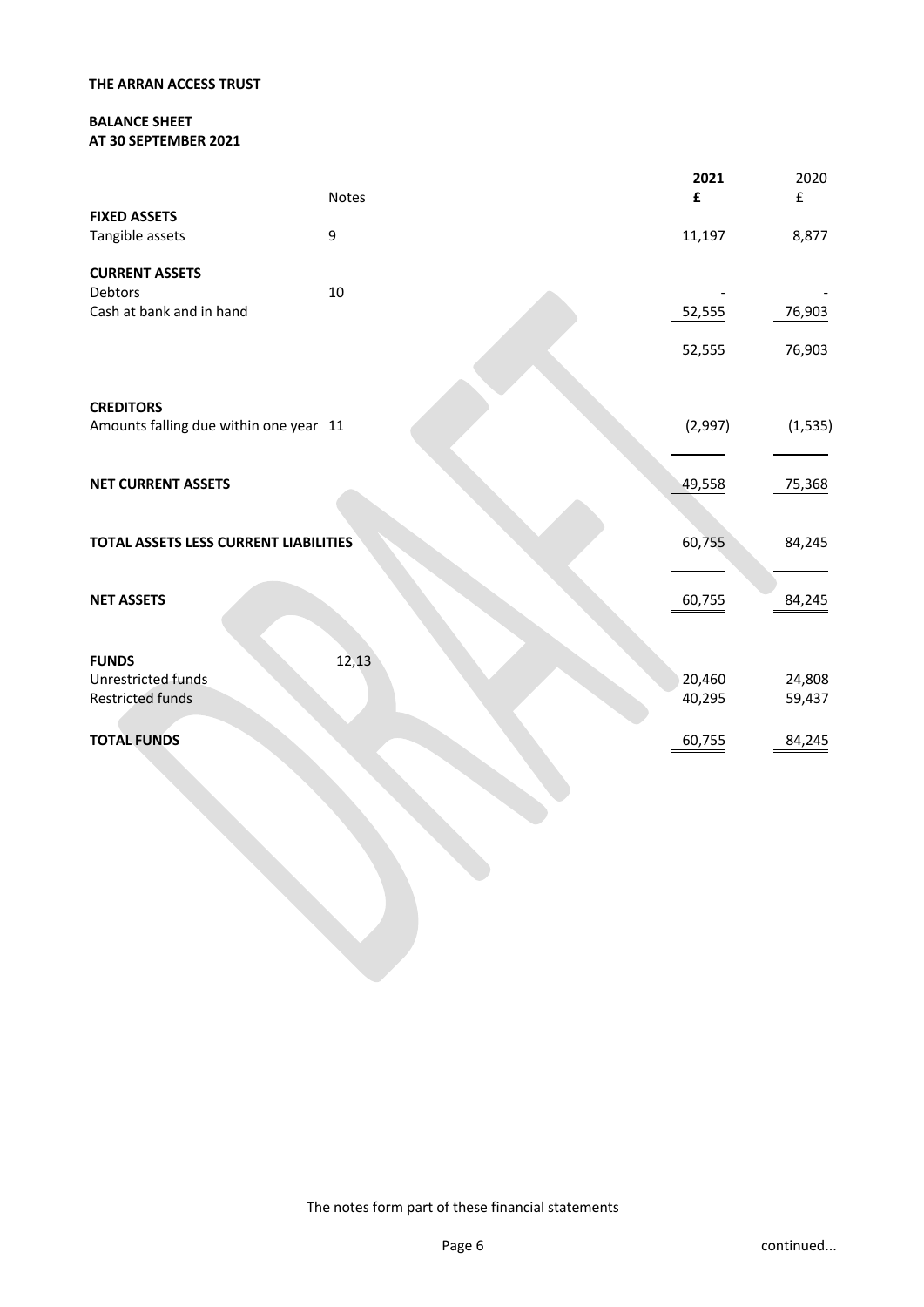**THE ARRAN ACCESS TRUST**

**BALANCE SHEET**
**AT 30 SEPTEMBER 2021**

| | Notes | 2021 £ | 2020 £ |
|---|---|---|---|
| **FIXED ASSETS** | | | |
| Tangible assets | 9 | 11,197 | 8,877 |
| **CURRENT ASSETS** | | | |
| Debtors | 10 | - | - |
| Cash at bank and in hand | | 52,555 | 76,903 |
| | | 52,555 | 76,903 |
| **CREDITORS** | | | |
| Amounts falling due within one year | 11 | (2,997) | (1,535) |
| **NET CURRENT ASSETS** | | 49,558 | 75,368 |
| **TOTAL ASSETS LESS CURRENT LIABILITIES** | | 60,755 | 84,245 |
| **NET ASSETS** | | 60,755 | 84,245 |
| **FUNDS** | 12,13 | | |
| Unrestricted funds | | 20,460 | 24,808 |
| Restricted funds | | 40,295 | 59,437 |
| **TOTAL FUNDS** | | 60,755 | 84,245 |

The notes form part of these financial statements

continued...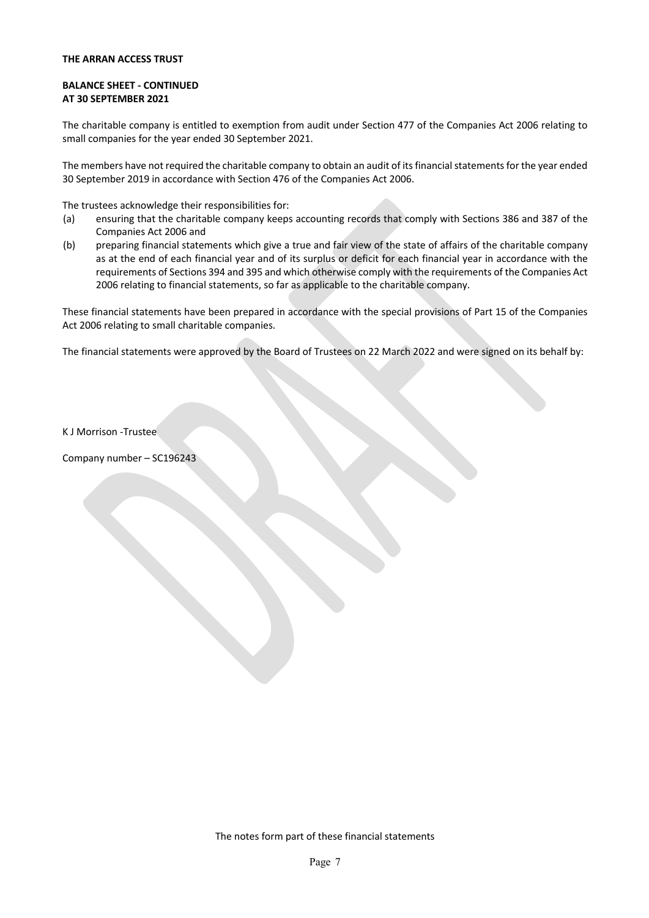**THE ARRAN ACCESS TRUST**

**BALANCE SHEET - CONTINUED**
**AT 30 SEPTEMBER 2021**

The charitable company is entitled to exemption from audit under Section 477 of the Companies Act 2006 relating to small companies for the year ended 30 September 2021.

The members have not required the charitable company to obtain an audit of its financial statements for the year ended 30 September 2019 in accordance with Section 476 of the Companies Act 2006.

The trustees acknowledge their responsibilities for:

(a) ensuring that the charitable company keeps accounting records that comply with Sections 386 and 387 of the Companies Act 2006 and

(b) preparing financial statements which give a true and fair view of the state of affairs of the charitable company as at the end of each financial year and of its surplus or deficit for each financial year in accordance with the requirements of Sections 394 and 395 and which otherwise comply with the requirements of the Companies Act 2006 relating to financial statements, so far as applicable to the charitable company.

These financial statements have been prepared in accordance with the special provisions of Part 15 of the Companies Act 2006 relating to small charitable companies.

The financial statements were approved by the Board of Trustees on 22 March 2022 and were signed on its behalf by:

K J Morrison -Trustee

Company number – SC196243

The notes form part of these financial statements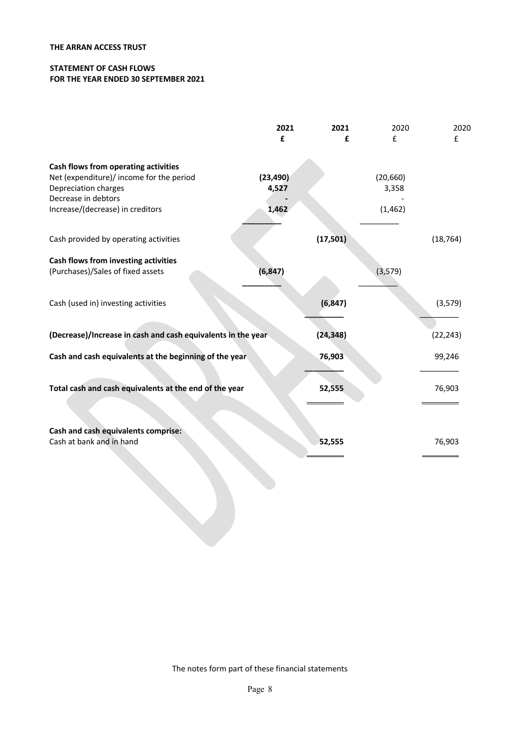**THE ARRAN ACCESS TRUST**

**STATEMENT OF CASH FLOWS**
**FOR THE YEAR ENDED 30 SEPTEMBER 2021**

| | **2021** | **2021** | 2020 | 2020 |
|---|---|---|---|---|
| | **£** | **£** | £ | £ |
| **Cash flows from operating activities** | | | | |
| Net (expenditure)/ income for the period | **(23,490)** | | (20,660) | |
| Depreciation charges | **4,527** | | 3,358 | |
| Decrease in debtors | **-** | | - | |
| Increase/(decrease) in creditors | **1,462** | | (1,462) | |
| Cash provided by operating activities | | **(17,501)** | | (18,764) |
| **Cash flows from investing activities** | | | | |
| (Purchases)/Sales of fixed assets | **(6,847)** | | (3,579) | |
| Cash (used in) investing activities | | **(6,847)** | | (3,579) |
| **(Decrease)/Increase in cash and cash equivalents in the year** | | **(24,348)** | | (22,243) |
| **Cash and cash equivalents at the beginning of the year** | | **76,903** | | 99,246 |
| **Total cash and cash equivalents at the end of the year** | | **52,555** | | 76,903 |
| **Cash and cash equivalents comprise:** | | | | |
| Cash at bank and in hand | | **52,555** | | 76,903 |

The notes form part of these financial statements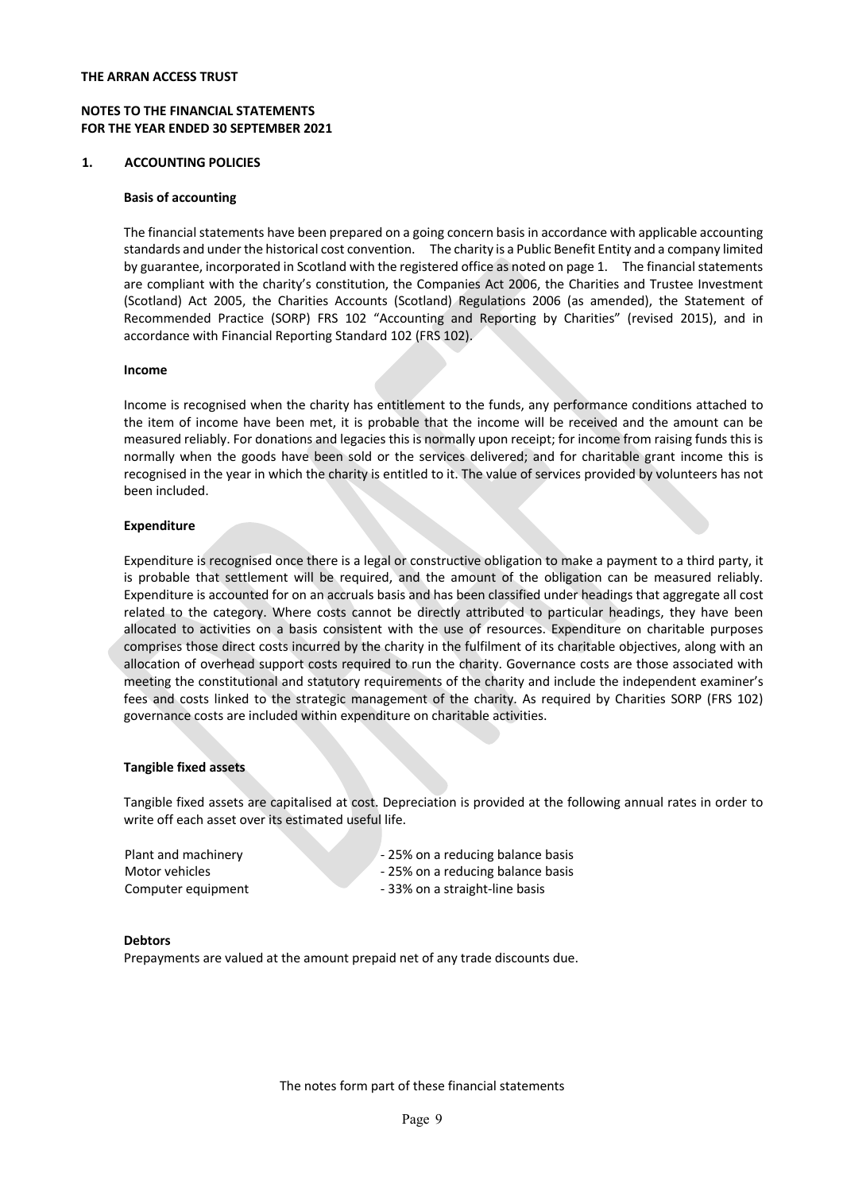**THE ARRAN ACCESS TRUST**

**NOTES TO THE FINANCIAL STATEMENTS**
**FOR THE YEAR ENDED 30 SEPTEMBER 2021**

## 1. ACCOUNTING POLICIES

### Basis of accounting

The financial statements have been prepared on a going concern basis in accordance with applicable accounting standards and under the historical cost convention. The charity is a Public Benefit Entity and a company limited by guarantee, incorporated in Scotland with the registered office as noted on page 1. The financial statements are compliant with the charity's constitution, the Companies Act 2006, the Charities and Trustee Investment (Scotland) Act 2005, the Charities Accounts (Scotland) Regulations 2006 (as amended), the Statement of Recommended Practice (SORP) FRS 102 "Accounting and Reporting by Charities" (revised 2015), and in accordance with Financial Reporting Standard 102 (FRS 102).

### Income

Income is recognised when the charity has entitlement to the funds, any performance conditions attached to the item of income have been met, it is probable that the income will be received and the amount can be measured reliably. For donations and legacies this is normally upon receipt; for income from raising funds this is normally when the goods have been sold or the services delivered; and for charitable grant income this is recognised in the year in which the charity is entitled to it. The value of services provided by volunteers has not been included.

### Expenditure

Expenditure is recognised once there is a legal or constructive obligation to make a payment to a third party, it is probable that settlement will be required, and the amount of the obligation can be measured reliably. Expenditure is accounted for on an accruals basis and has been classified under headings that aggregate all cost related to the category. Where costs cannot be directly attributed to particular headings, they have been allocated to activities on a basis consistent with the use of resources. Expenditure on charitable purposes comprises those direct costs incurred by the charity in the fulfilment of its charitable objectives, along with an allocation of overhead support costs required to run the charity. Governance costs are those associated with meeting the constitutional and statutory requirements of the charity and include the independent examiner's fees and costs linked to the strategic management of the charity. As required by Charities SORP (FRS 102) governance costs are included within expenditure on charitable activities.

### Tangible fixed assets

Tangible fixed assets are capitalised at cost. Depreciation is provided at the following annual rates in order to write off each asset over its estimated useful life.

| | |
|---|---|
| Plant and machinery | - 25% on a reducing balance basis |
| Motor vehicles | - 25% on a reducing balance basis |
| Computer equipment | - 33% on a straight-line basis |

### Debtors

Prepayments are valued at the amount prepaid net of any trade discounts due.

The notes form part of these financial statements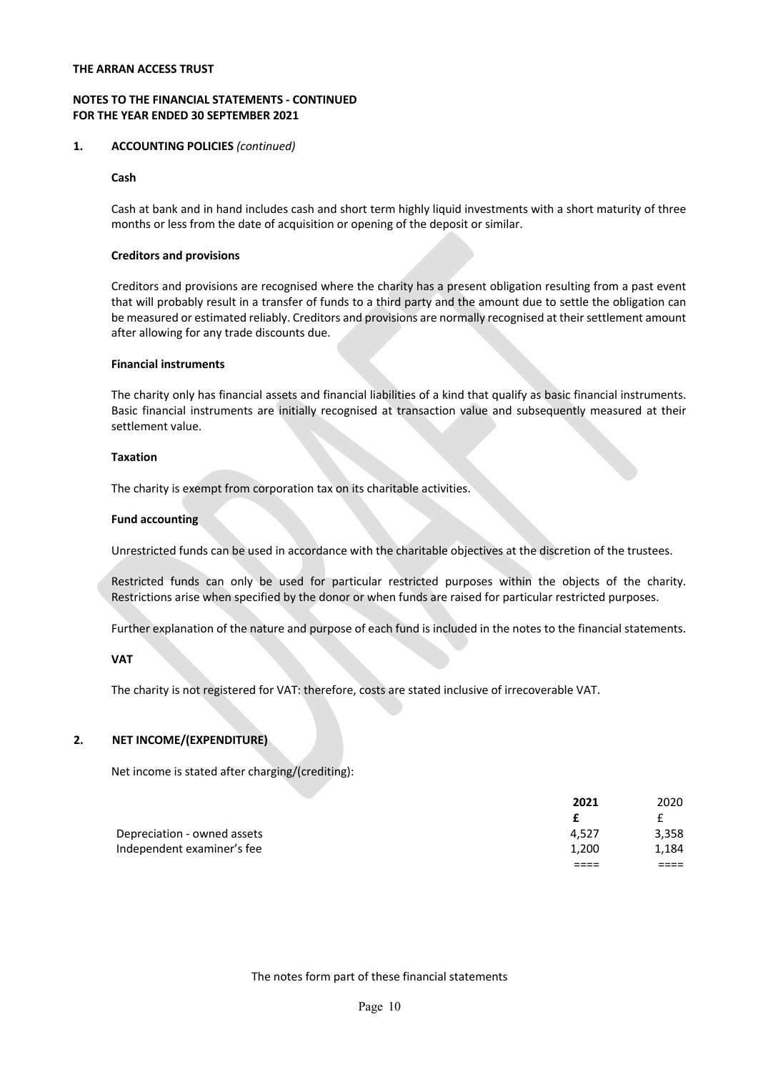**THE ARRAN ACCESS TRUST**

**NOTES TO THE FINANCIAL STATEMENTS - CONTINUED**
**FOR THE YEAR ENDED 30 SEPTEMBER 2021**

**1. ACCOUNTING POLICIES** *(continued)*

**Cash**

Cash at bank and in hand includes cash and short term highly liquid investments with a short maturity of three months or less from the date of acquisition or opening of the deposit or similar.

**Creditors and provisions**

Creditors and provisions are recognised where the charity has a present obligation resulting from a past event that will probably result in a transfer of funds to a third party and the amount due to settle the obligation can be measured or estimated reliably. Creditors and provisions are normally recognised at their settlement amount after allowing for any trade discounts due.

**Financial instruments**

The charity only has financial assets and financial liabilities of a kind that qualify as basic financial instruments. Basic financial instruments are initially recognised at transaction value and subsequently measured at their settlement value.

**Taxation**

The charity is exempt from corporation tax on its charitable activities.

**Fund accounting**

Unrestricted funds can be used in accordance with the charitable objectives at the discretion of the trustees.

Restricted funds can only be used for particular restricted purposes within the objects of the charity. Restrictions arise when specified by the donor or when funds are raised for particular restricted purposes.

Further explanation of the nature and purpose of each fund is included in the notes to the financial statements.

**VAT**

The charity is not registered for VAT: therefore, costs are stated inclusive of irrecoverable VAT.

**2. NET INCOME/(EXPENDITURE)**

Net income is stated after charging/(crediting):

| | **2021** | 2020 |
|---|---|---|
| | **£** | £ |
| Depreciation - owned assets | 4,527 | 3,358 |
| Independent examiner's fee | 1,200 | 1,184 |
| | ==== | ==== |

The notes form part of these financial statements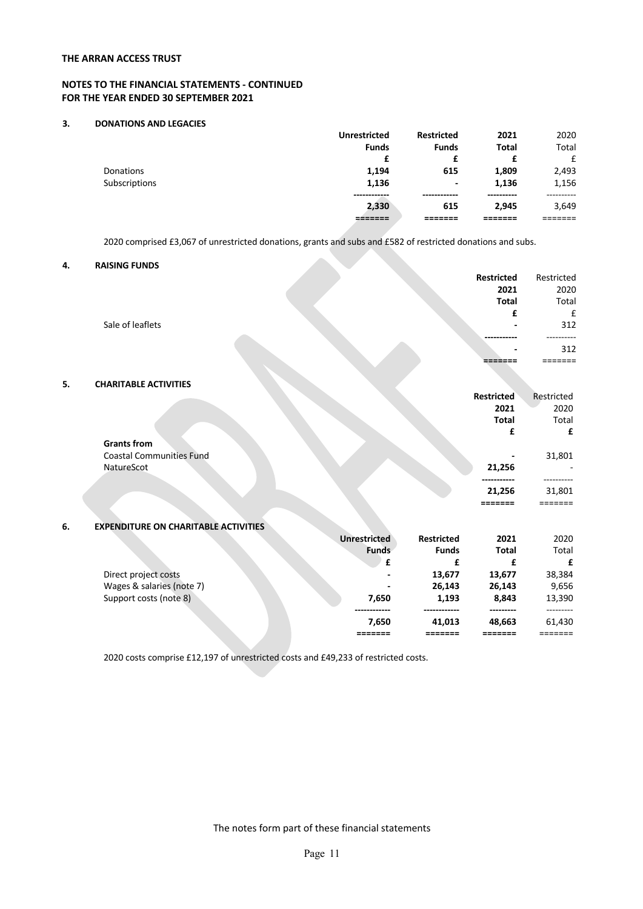**THE ARRAN ACCESS TRUST**

**NOTES TO THE FINANCIAL STATEMENTS - CONTINUED**
**FOR THE YEAR ENDED 30 SEPTEMBER 2021**

### 3. DONATIONS AND LEGACIES

| | Unrestricted Funds | Restricted Funds | 2021 Total | 2020 Total |
|---|---|---|---|---|
| | £ | £ | £ | £ |
| Donations | 1,194 | 615 | 1,809 | 2,493 |
| Subscriptions | 1,136 | - | 1,136 | 1,156 |
| | 2,330 | 615 | 2,945 | 3,649 |

2020 comprised £3,067 of unrestricted donations, grants and subs and £582 of restricted donations and subs.

### 4. RAISING FUNDS

| | Restricted 2021 Total | Restricted 2020 Total |
|---|---|---|
| | £ | £ |
| Sale of leaflets | - | 312 |
| | - | 312 |

### 5. CHARITABLE ACTIVITIES

| | Restricted 2021 Total | Restricted 2020 Total |
|---|---|---|
| | £ | £ |
| **Grants from** | | |
| Coastal Communities Fund | - | 31,801 |
| NatureScot | 21,256 | - |
| | 21,256 | 31,801 |

### 6. EXPENDITURE ON CHARITABLE ACTIVITIES

| | Unrestricted Funds | Restricted Funds | 2021 Total | 2020 Total |
|---|---|---|---|---|
| | £ | £ | £ | £ |
| Direct project costs | - | 13,677 | 13,677 | 38,384 |
| Wages & salaries (note 7) | - | 26,143 | 26,143 | 9,656 |
| Support costs (note 8) | 7,650 | 1,193 | 8,843 | 13,390 |
| | 7,650 | 41,013 | 48,663 | 61,430 |

2020 costs comprise £12,197 of unrestricted costs and £49,233 of restricted costs.

The notes form part of these financial statements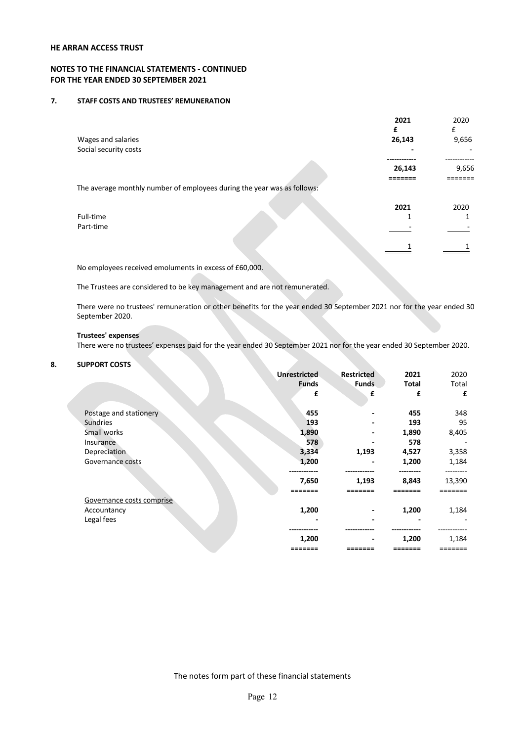**HE ARRAN ACCESS TRUST**

**NOTES TO THE FINANCIAL STATEMENTS - CONTINUED**
**FOR THE YEAR ENDED 30 SEPTEMBER 2021**

## 7. STAFF COSTS AND TRUSTEES' REMUNERATION

| | 2021 | 2020 |
|---|---|---|
| | £ | £ |
| Wages and salaries | 26,143 | 9,656 |
| Social security costs | - | - |
| | 26,143 | 9,656 |

The average monthly number of employees during the year was as follows:

| | 2021 | 2020 |
|---|---|---|
| Full-time | 1 | 1 |
| Part-time | - | - |
| | 1 | 1 |

No employees received emoluments in excess of £60,000.

The Trustees are considered to be key management and are not remunerated.

There were no trustees' remuneration or other benefits for the year ended 30 September 2021 nor for the year ended 30 September 2020.

**Trustees' expenses**
There were no trustees' expenses paid for the year ended 30 September 2021 nor for the year ended 30 September 2020.

## 8. SUPPORT COSTS

| | Unrestricted Funds | Restricted Funds | 2021 Total | 2020 Total |
|---|---|---|---|---|
| | £ | £ | £ | £ |
| Postage and stationery | 455 | - | 455 | 348 |
| Sundries | 193 | - | 193 | 95 |
| Small works | 1,890 | - | 1,890 | 8,405 |
| Insurance | 578 | - | 578 | - |
| Depreciation | 3,334 | 1,193 | 4,527 | 3,358 |
| Governance costs | 1,200 | - | 1,200 | 1,184 |
| | 7,650 | 1,193 | 8,843 | 13,390 |
| Governance costs comprise | | | | |
| Accountancy | 1,200 | - | 1,200 | 1,184 |
| Legal fees | - | - | - | - |
| | 1,200 | - | 1,200 | 1,184 |

The notes form part of these financial statements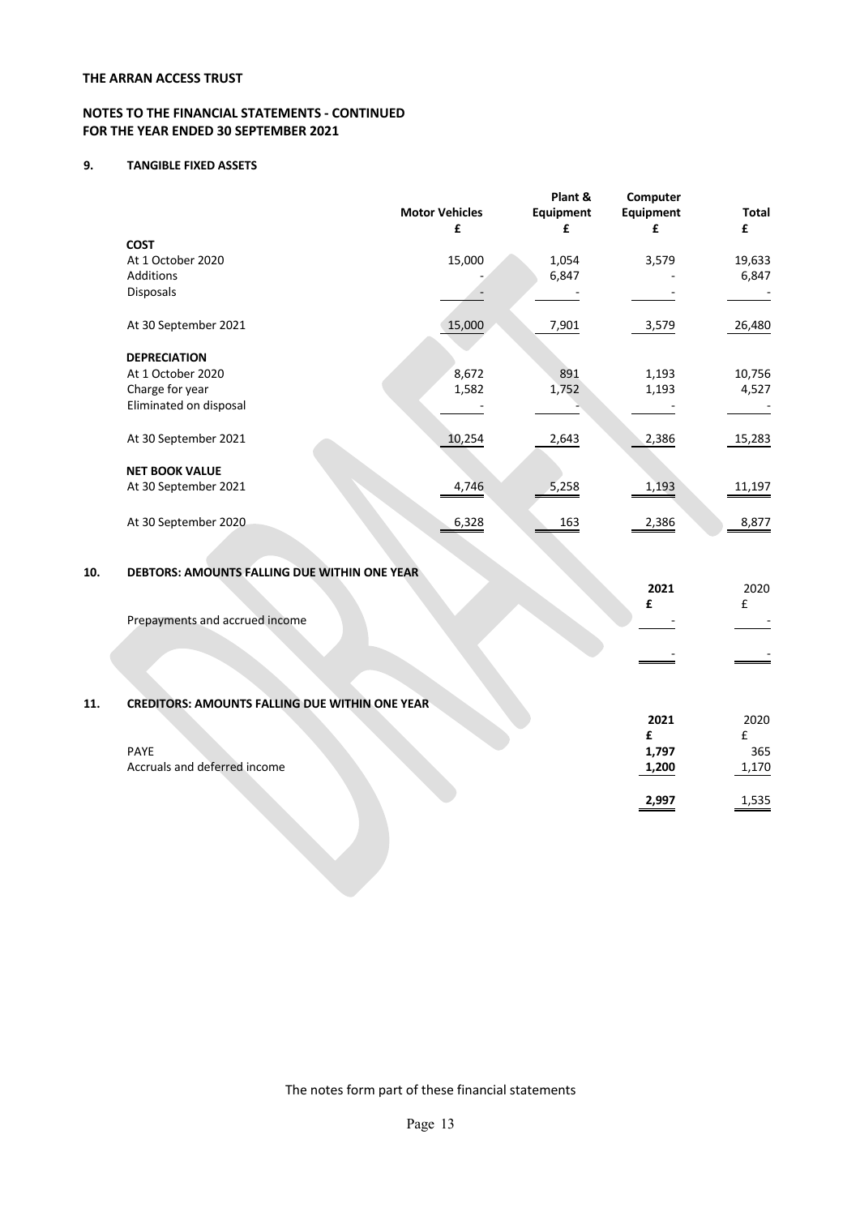**THE ARRAN ACCESS TRUST**

**NOTES TO THE FINANCIAL STATEMENTS - CONTINUED**
**FOR THE YEAR ENDED 30 SEPTEMBER 2021**

## 9. TANGIBLE FIXED ASSETS

| | Motor Vehicles £ | Plant & Equipment £ | Computer Equipment £ | Total £ |
|---|---|---|---|---|
| **COST** | | | | |
| At 1 October 2020 | 15,000 | 1,054 | 3,579 | 19,633 |
| Additions | - | 6,847 | - | 6,847 |
| Disposals | - | - | - | - |
| At 30 September 2021 | 15,000 | 7,901 | 3,579 | 26,480 |
| **DEPRECIATION** | | | | |
| At 1 October 2020 | 8,672 | 891 | 1,193 | 10,756 |
| Charge for year | 1,582 | 1,752 | 1,193 | 4,527 |
| Eliminated on disposal | - | - | - | - |
| At 30 September 2021 | 10,254 | 2,643 | 2,386 | 15,283 |
| **NET BOOK VALUE** | | | | |
| At 30 September 2021 | 4,746 | 5,258 | 1,193 | 11,197 |
| At 30 September 2020 | 6,328 | 163 | 2,386 | 8,877 |

## 10. DEBTORS: AMOUNTS FALLING DUE WITHIN ONE YEAR

| | 2021 £ | 2020 £ |
|---|---|---|
| Prepayments and accrued income | - | - |
| | - | - |

## 11. CREDITORS: AMOUNTS FALLING DUE WITHIN ONE YEAR

| | 2021 £ | 2020 £ |
|---|---|---|
| PAYE | 1,797 | 365 |
| Accruals and deferred income | 1,200 | 1,170 |
| | 2,997 | 1,535 |

The notes form part of these financial statements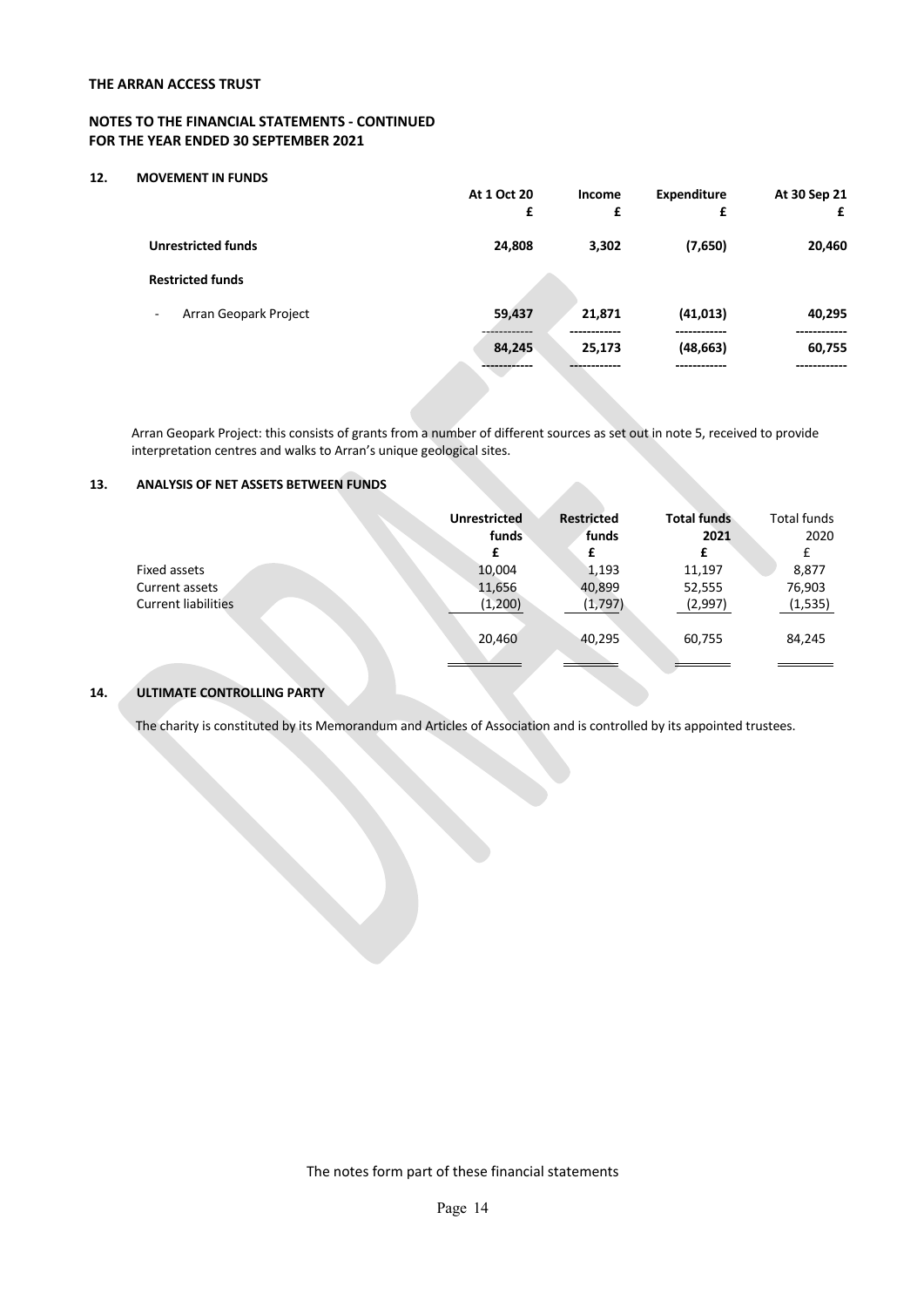**THE ARRAN ACCESS TRUST**

**NOTES TO THE FINANCIAL STATEMENTS - CONTINUED**
**FOR THE YEAR ENDED 30 SEPTEMBER 2021**

## 12. MOVEMENT IN FUNDS

| | At 1 Oct 20 | Income | Expenditure | At 30 Sep 21 |
|---|---|---|---|---|
| | £ | £ | £ | £ |
| **Unrestricted funds** | **24,808** | **3,302** | **(7,650)** | **20,460** |
| **Restricted funds** | | | | |
| - Arran Geopark Project | **59,437** | **21,871** | **(41,013)** | **40,295** |
| | **84,245** | **25,173** | **(48,663)** | **60,755** |

Arran Geopark Project: this consists of grants from a number of different sources as set out in note 5, received to provide interpretation centres and walks to Arran's unique geological sites.

## 13. ANALYSIS OF NET ASSETS BETWEEN FUNDS

| | Unrestricted funds | Restricted funds | Total funds 2021 | Total funds 2020 |
|---|---|---|---|---|
| | £ | £ | £ | £ |
| Fixed assets | 10,004 | 1,193 | 11,197 | 8,877 |
| Current assets | 11,656 | 40,899 | 52,555 | 76,903 |
| Current liabilities | (1,200) | (1,797) | (2,997) | (1,535) |
| | 20,460 | 40,295 | 60,755 | 84,245 |

## 14. ULTIMATE CONTROLLING PARTY

The charity is constituted by its Memorandum and Articles of Association and is controlled by its appointed trustees.

The notes form part of these financial statements